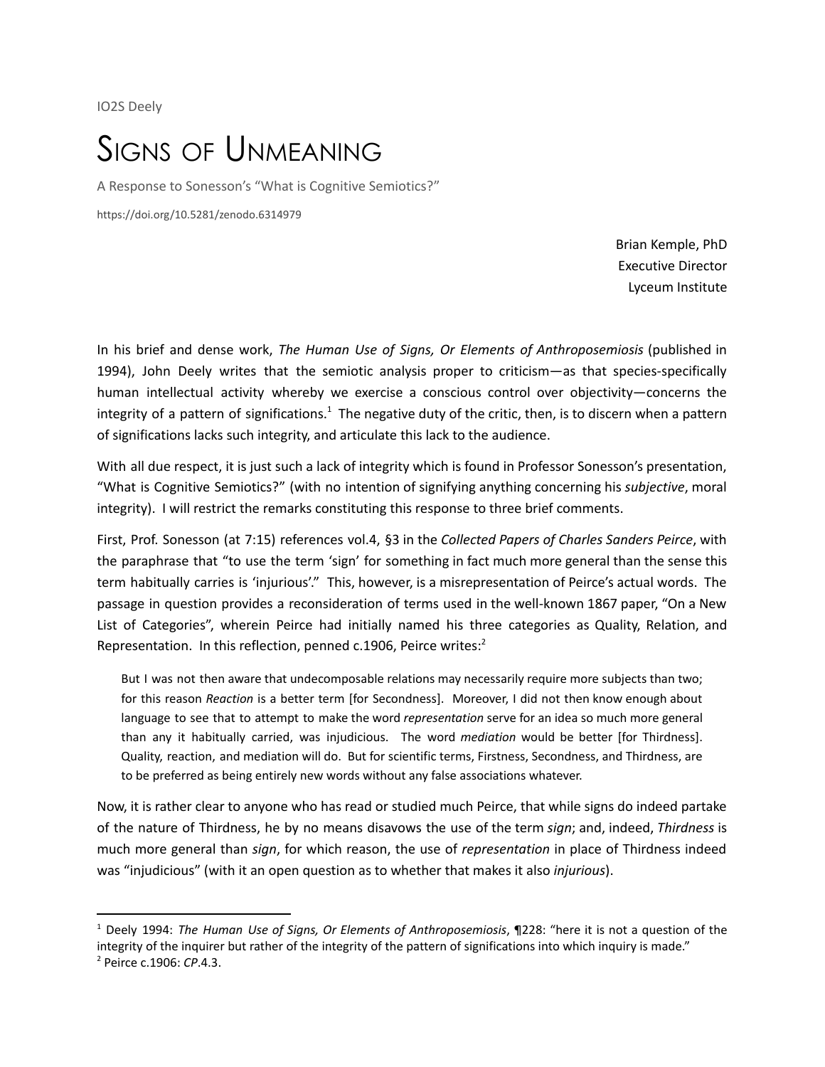IO2S Deely

# Signs of Unmeaning

A Response to Sonesson's "What is Cognitive Semiotics?"

https://doi.org/10.5281/zenodo.6314979

Brian Kemple, PhD
Executive Director
Lyceum Institute

In his brief and dense work, *The Human Use of Signs, Or Elements of Anthroposemiosis* (published in 1994), John Deely writes that the semiotic analysis proper to criticism—as that species-specifically human intellectual activity whereby we exercise a conscious control over objectivity—concerns the integrity of a pattern of significations.[1] The negative duty of the critic, then, is to discern when a pattern of significations lacks such integrity, and articulate this lack to the audience.

With all due respect, it is just such a lack of integrity which is found in Professor Sonesson's presentation, "What is Cognitive Semiotics?" (with no intention of signifying anything concerning his *subjective*, moral integrity). I will restrict the remarks constituting this response to three brief comments.

First, Prof. Sonesson (at 7:15) references vol.4, §3 in the *Collected Papers of Charles Sanders Peirce*, with the paraphrase that "to use the term 'sign' for something in fact much more general than the sense this term habitually carries is 'injurious'." This, however, is a misrepresentation of Peirce's actual words. The passage in question provides a reconsideration of terms used in the well-known 1867 paper, "On a New List of Categories", wherein Peirce had initially named his three categories as Quality, Relation, and Representation. In this reflection, penned c.1906, Peirce writes:[2]

> But I was not then aware that undecomposable relations may necessarily require more subjects than two; for this reason *Reaction* is a better term [for Secondness]. Moreover, I did not then know enough about language to see that to attempt to make the word *representation* serve for an idea so much more general than any it habitually carried, was injudicious. The word *mediation* would be better [for Thirdness]. Quality, reaction, and mediation will do. But for scientific terms, Firstness, Secondness, and Thirdness, are to be preferred as being entirely new words without any false associations whatever.

Now, it is rather clear to anyone who has read or studied much Peirce, that while signs do indeed partake of the nature of Thirdness, he by no means disavows the use of the term *sign*; and, indeed, *Thirdness* is much more general than *sign*, for which reason, the use of *representation* in place of Thirdness indeed was "injudicious" (with it an open question as to whether that makes it also *injurious*).

---

[1] Deely 1994: *The Human Use of Signs, Or Elements of Anthroposemiosis*, ¶228: "here it is not a question of the integrity of the inquirer but rather of the integrity of the pattern of significations into which inquiry is made."

[2] Peirce c.1906: *CP*.4.3.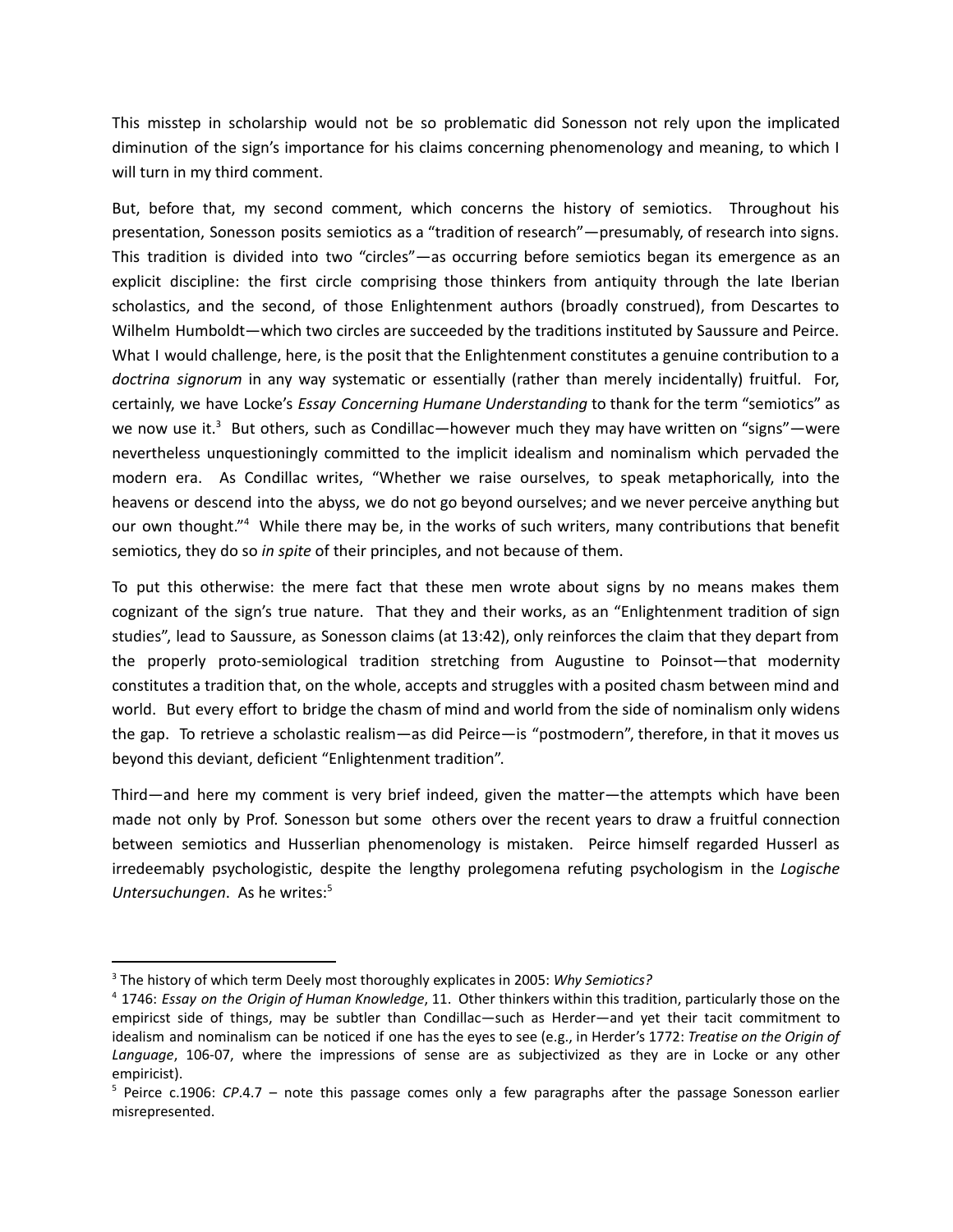This misstep in scholarship would not be so problematic did Sonesson not rely upon the implicated diminution of the sign's importance for his claims concerning phenomenology and meaning, to which I will turn in my third comment.

But, before that, my second comment, which concerns the history of semiotics. Throughout his presentation, Sonesson posits semiotics as a "tradition of research"—presumably, of research into signs. This tradition is divided into two "circles"—as occurring before semiotics began its emergence as an explicit discipline: the first circle comprising those thinkers from antiquity through the late Iberian scholastics, and the second, of those Enlightenment authors (broadly construed), from Descartes to Wilhelm Humboldt—which two circles are succeeded by the traditions instituted by Saussure and Peirce. What I would challenge, here, is the posit that the Enlightenment constitutes a genuine contribution to a *doctrina signorum* in any way systematic or essentially (rather than merely incidentally) fruitful. For, certainly, we have Locke's *Essay Concerning Humane Understanding* to thank for the term "semiotics" as we now use it.[3] But others, such as Condillac—however much they may have written on "signs"—were nevertheless unquestioningly committed to the implicit idealism and nominalism which pervaded the modern era. As Condillac writes, "Whether we raise ourselves, to speak metaphorically, into the heavens or descend into the abyss, we do not go beyond ourselves; and we never perceive anything but our own thought."[4] While there may be, in the works of such writers, many contributions that benefit semiotics, they do so *in spite* of their principles, and not because of them.

To put this otherwise: the mere fact that these men wrote about signs by no means makes them cognizant of the sign's true nature. That they and their works, as an "Enlightenment tradition of sign studies", lead to Saussure, as Sonesson claims (at 13:42), only reinforces the claim that they depart from the properly proto-semiological tradition stretching from Augustine to Poinsot—that modernity constitutes a tradition that, on the whole, accepts and struggles with a posited chasm between mind and world. But every effort to bridge the chasm of mind and world from the side of nominalism only widens the gap. To retrieve a scholastic realism—as did Peirce—is "postmodern", therefore, in that it moves us beyond this deviant, deficient "Enlightenment tradition".

Third—and here my comment is very brief indeed, given the matter—the attempts which have been made not only by Prof. Sonesson but some others over the recent years to draw a fruitful connection between semiotics and Husserlian phenomenology is mistaken. Peirce himself regarded Husserl as irredeemably psychologistic, despite the lengthy prolegomena refuting psychologism in the *Logische Untersuchungen*. As he writes:[5]

---

[3] The history of which term Deely most thoroughly explicates in 2005: *Why Semiotics?*

[4] 1746: *Essay on the Origin of Human Knowledge*, 11. Other thinkers within this tradition, particularly those on the empiricst side of things, may be subtler than Condillac—such as Herder—and yet their tacit commitment to idealism and nominalism can be noticed if one has the eyes to see (e.g., in Herder's 1772: *Treatise on the Origin of Language*, 106-07, where the impressions of sense are as subjectivized as they are in Locke or any other empiricist).

[5] Peirce c.1906: *CP*.4.7 – note this passage comes only a few paragraphs after the passage Sonesson earlier misrepresented.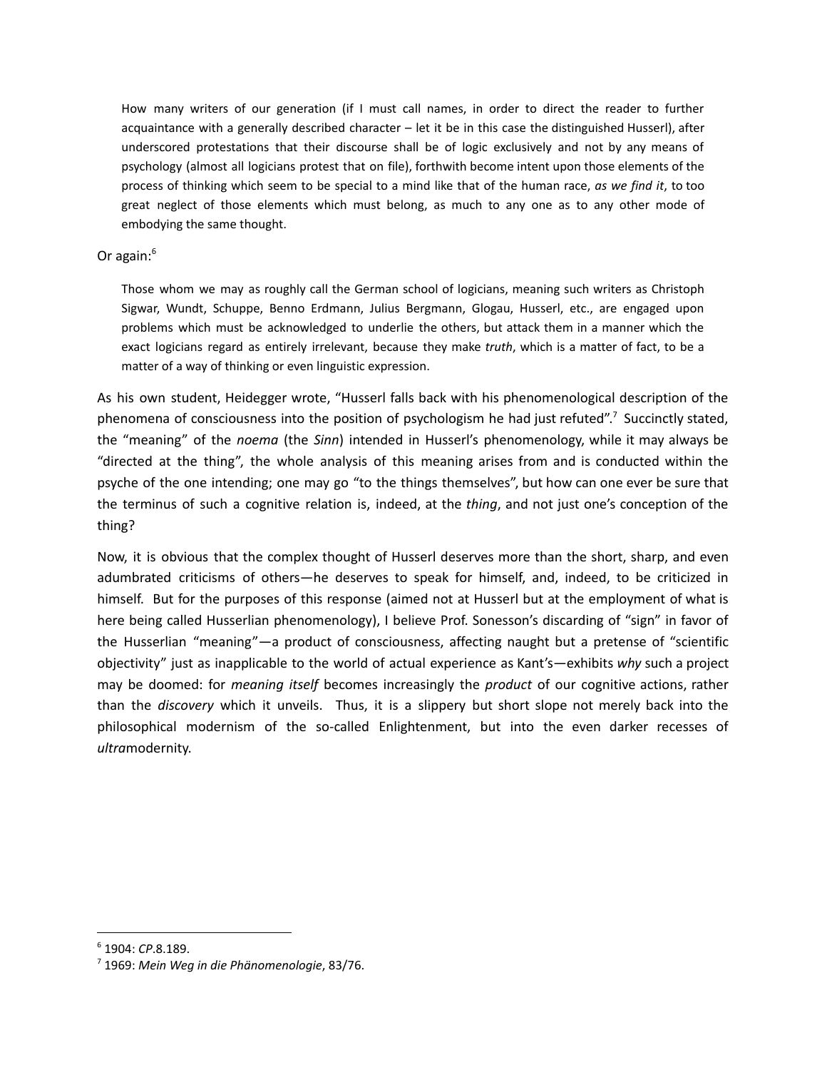> How many writers of our generation (if I must call names, in order to direct the reader to further acquaintance with a generally described character – let it be in this case the distinguished Husserl), after underscored protestations that their discourse shall be of logic exclusively and not by any means of psychology (almost all logicians protest that on file), forthwith become intent upon those elements of the process of thinking which seem to be special to a mind like that of the human race, *as we find it*, to too great neglect of those elements which must belong, as much to any one as to any other mode of embodying the same thought.

Or again:[6]

> Those whom we may as roughly call the German school of logicians, meaning such writers as Christoph Sigwar, Wundt, Schuppe, Benno Erdmann, Julius Bergmann, Glogau, Husserl, etc., are engaged upon problems which must be acknowledged to underlie the others, but attack them in a manner which the exact logicians regard as entirely irrelevant, because they make *truth*, which is a matter of fact, to be a matter of a way of thinking or even linguistic expression.

As his own student, Heidegger wrote, "Husserl falls back with his phenomenological description of the phenomena of consciousness into the position of psychologism he had just refuted".[7] Succinctly stated, the "meaning" of the *noema* (the *Sinn*) intended in Husserl's phenomenology, while it may always be "directed at the thing", the whole analysis of this meaning arises from and is conducted within the psyche of the one intending; one may go "to the things themselves", but how can one ever be sure that the terminus of such a cognitive relation is, indeed, at the *thing*, and not just one's conception of the thing?

Now, it is obvious that the complex thought of Husserl deserves more than the short, sharp, and even adumbrated criticisms of others—he deserves to speak for himself, and, indeed, to be criticized in himself. But for the purposes of this response (aimed not at Husserl but at the employment of what is here being called Husserlian phenomenology), I believe Prof. Sonesson's discarding of "sign" in favor of the Husserlian "meaning"—a product of consciousness, affecting naught but a pretense of "scientific objectivity" just as inapplicable to the world of actual experience as Kant's—exhibits *why* such a project may be doomed: for *meaning itself* becomes increasingly the *product* of our cognitive actions, rather than the *discovery* which it unveils. Thus, it is a slippery but short slope not merely back into the philosophical modernism of the so-called Enlightenment, but into the even darker recesses of *ultra*modernity.

---

[6] 1904: *CP*.8.189.

[7] 1969: *Mein Weg in die Phänomenologie*, 83/76.